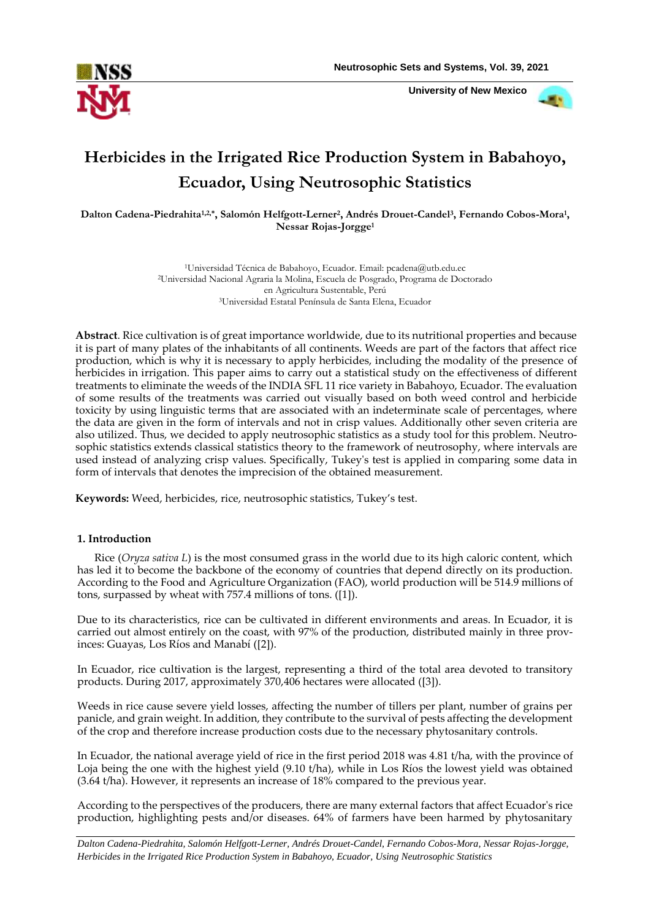# Herbicides in the Irrigated Rice Production System in Babahoyo, Ecuador, Using Neutrosophic Statistics

**Dalton Cadena-Piedrahita[1,2,*], Salomón Helfgott-Lerner[2], Andrés Drouet-Candel[3], Fernando Cobos-Mora[1], Nessar Rojas-Jorgge[1]**

[1]Universidad Técnica de Babahoyo, Ecuador. Email: pcadena@utb.edu.ec
[2]Universidad Nacional Agraria la Molina, Escuela de Posgrado, Programa de Doctorado en Agricultura Sustentable, Perú
[3]Universidad Estatal Península de Santa Elena, Ecuador

**Abstract**. Rice cultivation is of great importance worldwide, due to its nutritional properties and because it is part of many plates of the inhabitants of all continents. Weeds are part of the factors that affect rice production, which is why it is necessary to apply herbicides, including the modality of the presence of herbicides in irrigation. This paper aims to carry out a statistical study on the effectiveness of different treatments to eliminate the weeds of the INDIA SFL 11 rice variety in Babahoyo, Ecuador. The evaluation of some results of the treatments was carried out visually based on both weed control and herbicide toxicity by using linguistic terms that are associated with an indeterminate scale of percentages, where the data are given in the form of intervals and not in crisp values. Additionally other seven criteria are also utilized. Thus, we decided to apply neutrosophic statistics as a study tool for this problem. Neutrosophic statistics extends classical statistics theory to the framework of neutrosophy, where intervals are used instead of analyzing crisp values. Specifically, Tukey's test is applied in comparing some data in form of intervals that denotes the imprecision of the obtained measurement.

**Keywords:** Weed, herbicides, rice, neutrosophic statistics, Tukey's test.

## 1. Introduction

Rice (*Oryza sativa L*) is the most consumed grass in the world due to its high caloric content, which has led it to become the backbone of the economy of countries that depend directly on its production. According to the Food and Agriculture Organization (FAO), world production will be 514.9 millions of tons, surpassed by wheat with 757.4 millions of tons. ([1]).

Due to its characteristics, rice can be cultivated in different environments and areas. In Ecuador, it is carried out almost entirely on the coast, with 97% of the production, distributed mainly in three provinces: Guayas, Los Ríos and Manabí ([2]).

In Ecuador, rice cultivation is the largest, representing a third of the total area devoted to transitory products. During 2017, approximately 370,406 hectares were allocated ([3]).

Weeds in rice cause severe yield losses, affecting the number of tillers per plant, number of grains per panicle, and grain weight. In addition, they contribute to the survival of pests affecting the development of the crop and therefore increase production costs due to the necessary phytosanitary controls.

In Ecuador, the national average yield of rice in the first period 2018 was 4.81 t/ha, with the province of Loja being the one with the highest yield (9.10 t/ha), while in Los Ríos the lowest yield was obtained (3.64 t/ha). However, it represents an increase of 18% compared to the previous year.

According to the perspectives of the producers, there are many external factors that affect Ecuador's rice production, highlighting pests and/or diseases. 64% of farmers have been harmed by phytosanitary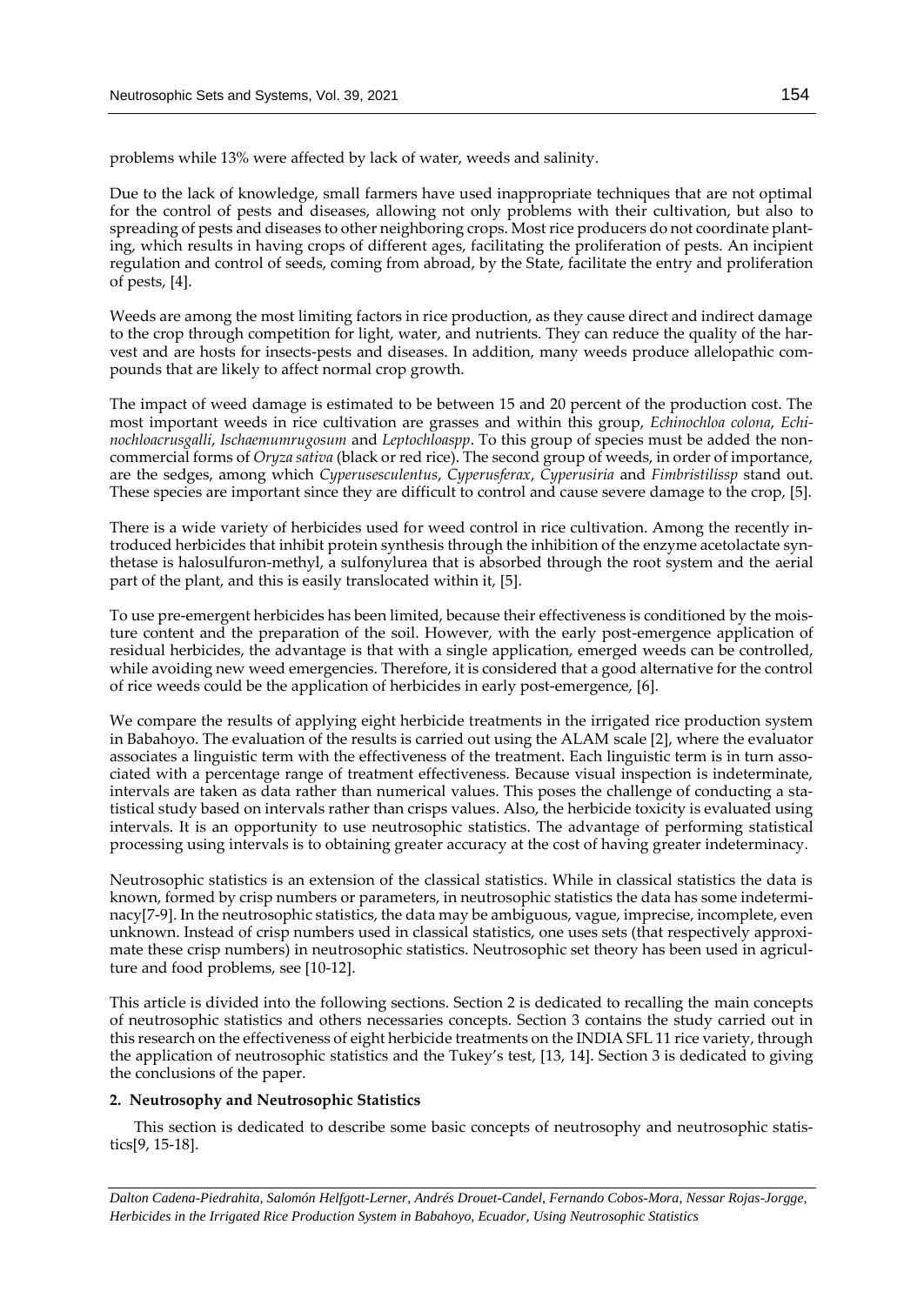problems while 13% were affected by lack of water, weeds and salinity.

Due to the lack of knowledge, small farmers have used inappropriate techniques that are not optimal for the control of pests and diseases, allowing not only problems with their cultivation, but also to spreading of pests and diseases to other neighboring crops. Most rice producers do not coordinate planting, which results in having crops of different ages, facilitating the proliferation of pests. An incipient regulation and control of seeds, coming from abroad, by the State, facilitate the entry and proliferation of pests, [4].

Weeds are among the most limiting factors in rice production, as they cause direct and indirect damage to the crop through competition for light, water, and nutrients. They can reduce the quality of the harvest and are hosts for insects-pests and diseases. In addition, many weeds produce allelopathic compounds that are likely to affect normal crop growth.

The impact of weed damage is estimated to be between 15 and 20 percent of the production cost. The most important weeds in rice cultivation are grasses and within this group, *Echinochloa colona*, *Echinochloacrusgalli*, *Ischaemumrugosum* and *Leptochloaspp*. To this group of species must be added the non-commercial forms of *Oryza sativa* (black or red rice). The second group of weeds, in order of importance, are the sedges, among which *Cyperusesculentus*, *Cyperusferax*, *Cyperusiria* and *Fimbristilissp* stand out. These species are important since they are difficult to control and cause severe damage to the crop, [5].

There is a wide variety of herbicides used for weed control in rice cultivation. Among the recently introduced herbicides that inhibit protein synthesis through the inhibition of the enzyme acetolactate synthetase is halosulfuron-methyl, a sulfonylurea that is absorbed through the root system and the aerial part of the plant, and this is easily translocated within it, [5].

To use pre-emergent herbicides has been limited, because their effectiveness is conditioned by the moisture content and the preparation of the soil. However, with the early post-emergence application of residual herbicides, the advantage is that with a single application, emerged weeds can be controlled, while avoiding new weed emergencies. Therefore, it is considered that a good alternative for the control of rice weeds could be the application of herbicides in early post-emergence, [6].

We compare the results of applying eight herbicide treatments in the irrigated rice production system in Babahoyo. The evaluation of the results is carried out using the ALAM scale [2], where the evaluator associates a linguistic term with the effectiveness of the treatment. Each linguistic term is in turn associated with a percentage range of treatment effectiveness. Because visual inspection is indeterminate, intervals are taken as data rather than numerical values. This poses the challenge of conducting a statistical study based on intervals rather than crisps values. Also, the herbicide toxicity is evaluated using intervals. It is an opportunity to use neutrosophic statistics. The advantage of performing statistical processing using intervals is to obtaining greater accuracy at the cost of having greater indeterminacy.

Neutrosophic statistics is an extension of the classical statistics. While in classical statistics the data is known, formed by crisp numbers or parameters, in neutrosophic statistics the data has some indeterminacy[7-9]. In the neutrosophic statistics, the data may be ambiguous, vague, imprecise, incomplete, even unknown. Instead of crisp numbers used in classical statistics, one uses sets (that respectively approximate these crisp numbers) in neutrosophic statistics. Neutrosophic set theory has been used in agriculture and food problems, see [10-12].

This article is divided into the following sections. Section 2 is dedicated to recalling the main concepts of neutrosophic statistics and others necessaries concepts. Section 3 contains the study carried out in this research on the effectiveness of eight herbicide treatments on the INDIA SFL 11 rice variety, through the application of neutrosophic statistics and the Tukey's test, [13, 14]. Section 3 is dedicated to giving the conclusions of the paper.

## 2. Neutrosophy and Neutrosophic Statistics

This section is dedicated to describe some basic concepts of neutrosophy and neutrosophic statistics[9, 15-18].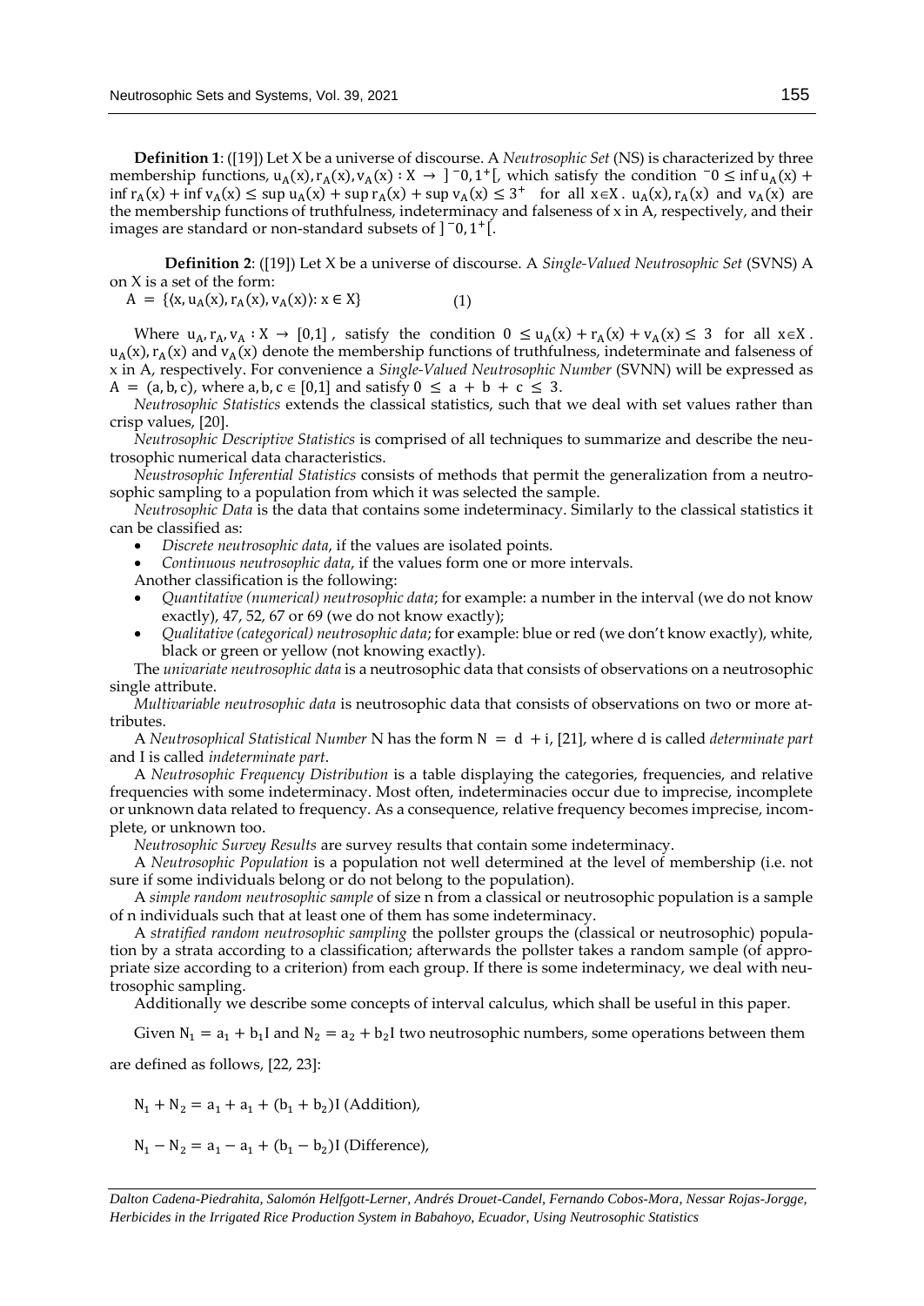**Definition 1**: ([19]) Let X be a universe of discourse. A *Neutrosophic Set* (NS) is characterized by three membership functions, $u_A(x), r_A(x), v_A(x) : X \to ]^-0, 1^+[$, which satisfy the condition $^-0 \leq \inf u_A(x) + \inf r_A(x) + \inf v_A(x) \leq \sup u_A(x) + \sup r_A(x) + \sup v_A(x) \leq 3^+$ for all $x \in X$. $u_A(x), r_A(x)$ and $v_A(x)$ are the membership functions of truthfulness, indeterminacy and falseness of x in A, respectively, and their images are standard or non-standard subsets of $]^-0, 1^+[$.

**Definition 2**: ([19]) Let X be a universe of discourse. A *Single-Valued Neutrosophic Set* (SVNS) A on X is a set of the form:

$$A = \{\langle x, u_A(x), r_A(x), v_A(x)\rangle : x \in X\} \tag{1}$$

Where $u_A, r_A, v_A : X \to [0,1]$, satisfy the condition $0 \leq u_A(x) + r_A(x) + v_A(x) \leq 3$ for all $x \in X$. $u_A(x), r_A(x)$ and $v_A(x)$ denote the membership functions of truthfulness, indeterminate and falseness of x in A, respectively. For convenience a *Single-Valued Neutrosophic Number* (SVNN) will be expressed as $A = (a, b, c)$, where $a, b, c \in [0,1]$ and satisfy $0 \leq a + b + c \leq 3$.

*Neutrosophic Statistics* extends the classical statistics, such that we deal with set values rather than crisp values, [20].

*Neutrosophic Descriptive Statistics* is comprised of all techniques to summarize and describe the neutrosophic numerical data characteristics.

*Neustrosophic Inferential Statistics* consists of methods that permit the generalization from a neutrosophic sampling to a population from which it was selected the sample.

*Neutrosophic Data* is the data that contains some indeterminacy. Similarly to the classical statistics it can be classified as:

- *Discrete neutrosophic data*, if the values are isolated points.
- *Continuous neutrosophic data*, if the values form one or more intervals.

Another classification is the following:

- *Quantitative (numerical) neutrosophic data*; for example: a number in the interval (we do not know exactly), 47, 52, 67 or 69 (we do not know exactly);
- *Qualitative (categorical) neutrosophic data*; for example: blue or red (we don't know exactly), white, black or green or yellow (not knowing exactly).

The *univariate neutrosophic data* is a neutrosophic data that consists of observations on a neutrosophic single attribute.

*Multivariable neutrosophic data* is neutrosophic data that consists of observations on two or more attributes.

A *Neutrosophical Statistical Number* N has the form $N = d + i$, [21], where d is called *determinate part* and I is called *indeterminate part*.

A *Neutrosophic Frequency Distribution* is a table displaying the categories, frequencies, and relative frequencies with some indeterminacy. Most often, indeterminacies occur due to imprecise, incomplete or unknown data related to frequency. As a consequence, relative frequency becomes imprecise, incomplete, or unknown too.

*Neutrosophic Survey Results* are survey results that contain some indeterminacy.

A *Neutrosophic Population* is a population not well determined at the level of membership (i.e. not sure if some individuals belong or do not belong to the population).

A *simple random neutrosophic sample* of size n from a classical or neutrosophic population is a sample of n individuals such that at least one of them has some indeterminacy.

A *stratified random neutrosophic sampling* the pollster groups the (classical or neutrosophic) population by a strata according to a classification; afterwards the pollster takes a random sample (of appropriate size according to a criterion) from each group. If there is some indeterminacy, we deal with neutrosophic sampling.

Additionally we describe some concepts of interval calculus, which shall be useful in this paper.

Given $N_1 = a_1 + b_1 I$ and $N_2 = a_2 + b_2 I$ two neutrosophic numbers, some operations between them are defined as follows, [22, 23]:

$N_1 + N_2 = a_1 + a_1 + (b_1 + b_2)I$ (Addition),

$N_1 - N_2 = a_1 - a_1 + (b_1 - b_2)I$ (Difference),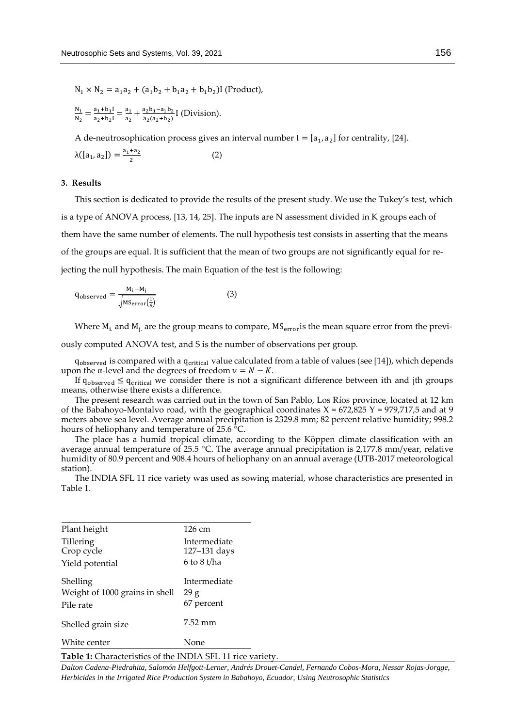$N_1 \times N_2 = a_1 a_2 + (a_1 b_2 + b_1 a_2 + b_1 b_2)I$ (Product),

$\frac{N_1}{N_2} = \frac{a_1 + b_1 I}{a_2 + b_2 I} = \frac{a_1}{a_2} + \frac{a_2 b_1 - a_1 b_2}{a_2(a_2 + b_2)} I$ (Division).

A de-neutrosophication process gives an interval number $I = [a_1, a_2]$ for centrality, [24].

$$\lambda([a_1, a_2]) = \frac{a_1 + a_2}{2} \qquad (2)$$

## 3. Results

This section is dedicated to provide the results of the present study. We use the Tukey's test, which is a type of ANOVA process, [13, 14, 25]. The inputs are N assessment divided in K groups each of them have the same number of elements. The null hypothesis test consists in asserting that the means of the groups are equal. It is sufficient that the mean of two groups are not significantly equal for rejecting the null hypothesis. The main Equation of the test is the following:

$$q_{\text{observed}} = \frac{M_{i.} - M_{j.}}{\sqrt{MS_{\text{error}}\left(\frac{1}{S}\right)}} \qquad (3)$$

Where $M_{i.}$ and $M_{j.}$ are the group means to compare, $MS_{\text{error}}$ is the mean square error from the previously computed ANOVA test, and S is the number of observations per group.

$q_{\text{observed}}$ is compared with a $q_{\text{critical}}$ value calculated from a table of values (see [14]), which depends upon the α-level and the degrees of freedom $\nu = N - K$.

If $q_{\text{observed}} \leq q_{\text{critical}}$ we consider there is not a significant difference between ith and jth groups means, otherwise there exists a difference.

The present research was carried out in the town of San Pablo, Los Ríos province, located at 12 km of the Babahoyo-Montalvo road, with the geographical coordinates X = 672,825 Y = 979,717,5 and at 9 meters above sea level. Average annual precipitation is 2329.8 mm; 82 percent relative humidity; 998.2 hours of heliophany and temperature of 25.6 °C.

The place has a humid tropical climate, according to the Köppen climate classification with an average annual temperature of 25.5 °C. The average annual precipitation is 2,177.8 mm/year, relative humidity of 80.9 percent and 908.4 hours of heliophany on an annual average (UTB-2017 meteorological station).

The INDIA SFL 11 rice variety was used as sowing material, whose characteristics are presented in Table 1.

| | |
|---|---|
| Plant height | 126 cm |
| Tillering | Intermediate |
| Crop cycle | 127–131 days |
| Yield potential | 6 to 8 t/ha |
| Shelling | Intermediate |
| Weight of 1000 grains in shell | 29 g |
| Pile rate | 67 percent |
| Shelled grain size | 7.52 mm |
| White center | None |

**Table 1:** Characteristics of the INDIA SFL 11 rice variety.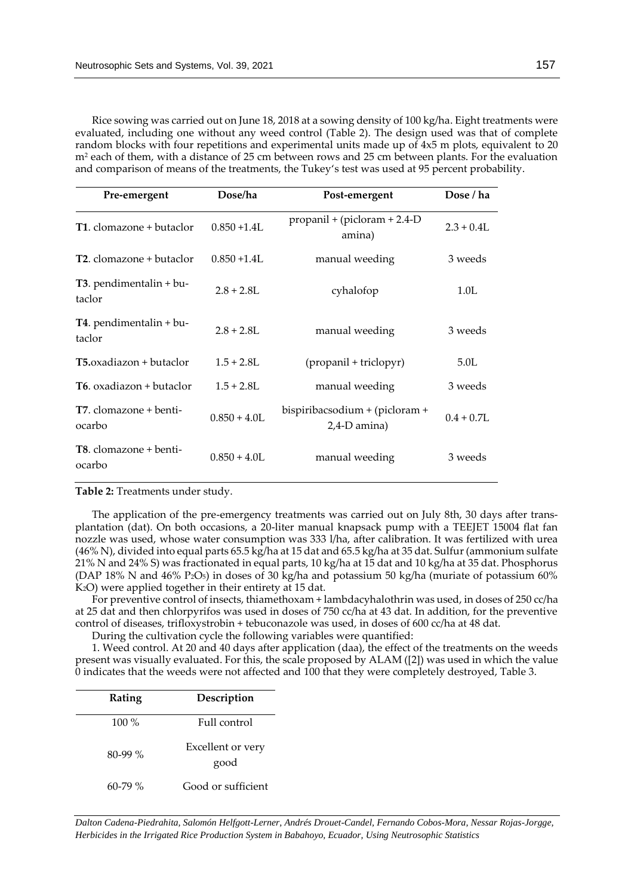Rice sowing was carried out on June 18, 2018 at a sowing density of 100 kg/ha. Eight treatments were evaluated, including one without any weed control (Table 2). The design used was that of complete random blocks with four repetitions and experimental units made up of 4x5 m plots, equivalent to 20 $m^2$ each of them, with a distance of 25 cm between rows and 25 cm between plants. For the evaluation and comparison of means of the treatments, the Tukey's test was used at 95 percent probability.

| Pre-emergent | Dose/ha | Post-emergent | Dose / ha |
|---|---|---|---|
| **T1**. clomazone + butaclor | 0.850 +1.4L | propanil + (picloram + 2.4-D amina) | 2.3 + 0.4L |
| **T2**. clomazone + butaclor | 0.850 +1.4L | manual weeding | 3 weeds |
| **T3**. pendimentalin + butaclor | 2.8 + 2.8L | cyhalofop | 1.0L |
| **T4**. pendimentalin + butaclor | 2.8 + 2.8L | manual weeding | 3 weeds |
| **T5.**oxadiazon + butaclor | 1.5 + 2.8L | (propanil + triclopyr) | 5.0L |
| **T6**. oxadiazon + butaclor | 1.5 + 2.8L | manual weeding | 3 weeds |
| **T7**. clomazone + benti-ocarbo | 0.850 + 4.0L | bispiribacsodium + (picloram + 2,4-D amina) | 0.4 + 0.7L |
| **T8**. clomazone + benti-ocarbo | 0.850 + 4.0L | manual weeding | 3 weeds |

**Table 2:** Treatments under study.

The application of the pre-emergency treatments was carried out on July 8th, 30 days after transplantation (dat). On both occasions, a 20-liter manual knapsack pump with a TEEJET 15004 flat fan nozzle was used, whose water consumption was 333 l/ha, after calibration. It was fertilized with urea (46% N), divided into equal parts 65.5 kg/ha at 15 dat and 65.5 kg/ha at 35 dat. Sulfur (ammonium sulfate 21% N and 24% S) was fractionated in equal parts, 10 kg/ha at 15 dat and 10 kg/ha at 35 dat. Phosphorus (DAP 18% N and 46% $P_2O_5$) in doses of 30 kg/ha and potassium 50 kg/ha (muriate of potassium 60% $K_2O$) were applied together in their entirety at 15 dat.

For preventive control of insects, thiamethoxam + lambdacyhalothrin was used, in doses of 250 cc/ha at 25 dat and then chlorpyrifos was used in doses of 750 cc/ha at 43 dat. In addition, for the preventive control of diseases, trifloxystrobin + tebuconazole was used, in doses of 600 cc/ha at 48 dat.

During the cultivation cycle the following variables were quantified:

1. Weed control. At 20 and 40 days after application (daa), the effect of the treatments on the weeds present was visually evaluated. For this, the scale proposed by ALAM ([2]) was used in which the value 0 indicates that the weeds were not affected and 100 that they were completely destroyed, Table 3.

| Rating | Description |
|---|---|
| 100 % | Full control |
| 80-99 % | Excellent or very good |
| 60-79 % | Good or sufficient |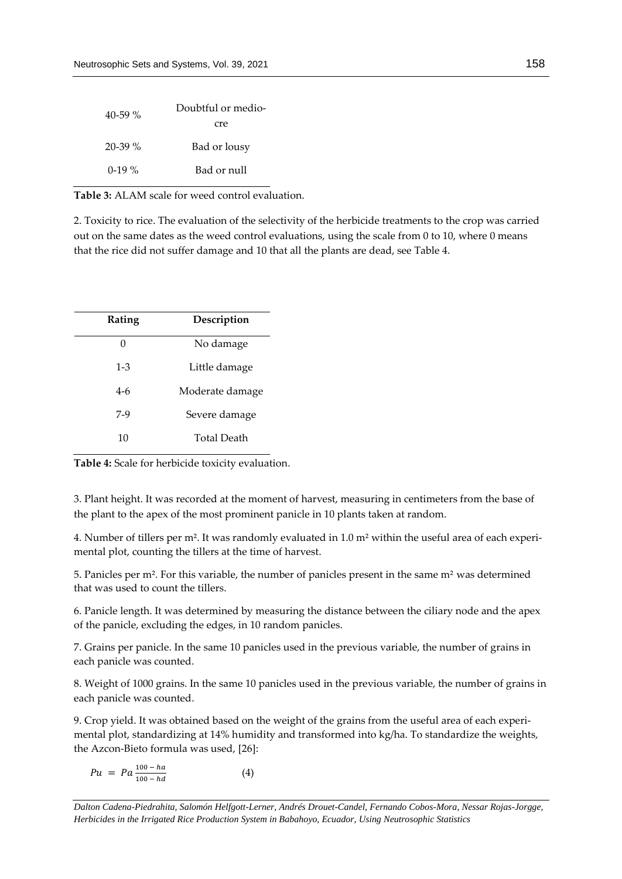| | |
|---|---|
| 40-59 % | Doubtful or mediocre |
| 20-39 % | Bad or lousy |
| 0-19 % | Bad or null |

**Table 3:** ALAM scale for weed control evaluation.

2. Toxicity to rice. The evaluation of the selectivity of the herbicide treatments to the crop was carried out on the same dates as the weed control evaluations, using the scale from 0 to 10, where 0 means that the rice did not suffer damage and 10 that all the plants are dead, see Table 4.

| Rating | Description |
|---|---|
| 0 | No damage |
| 1-3 | Little damage |
| 4-6 | Moderate damage |
| 7-9 | Severe damage |
| 10 | Total Death |

**Table 4:** Scale for herbicide toxicity evaluation.

3. Plant height. It was recorded at the moment of harvest, measuring in centimeters from the base of the plant to the apex of the most prominent panicle in 10 plants taken at random.

4. Number of tillers per m². It was randomly evaluated in 1.0 m² within the useful area of each experimental plot, counting the tillers at the time of harvest.

5. Panicles per m². For this variable, the number of panicles present in the same m² was determined that was used to count the tillers.

6. Panicle length. It was determined by measuring the distance between the ciliary node and the apex of the panicle, excluding the edges, in 10 random panicles.

7. Grains per panicle. In the same 10 panicles used in the previous variable, the number of grains in each panicle was counted.

8. Weight of 1000 grains. In the same 10 panicles used in the previous variable, the number of grains in each panicle was counted.

9. Crop yield. It was obtained based on the weight of the grains from the useful area of each experimental plot, standardizing at 14% humidity and transformed into kg/ha. To standardize the weights, the Azcon-Bieto formula was used, [26]:

$$Pu = Pa\frac{100 - ha}{100 - hd} \tag{4}$$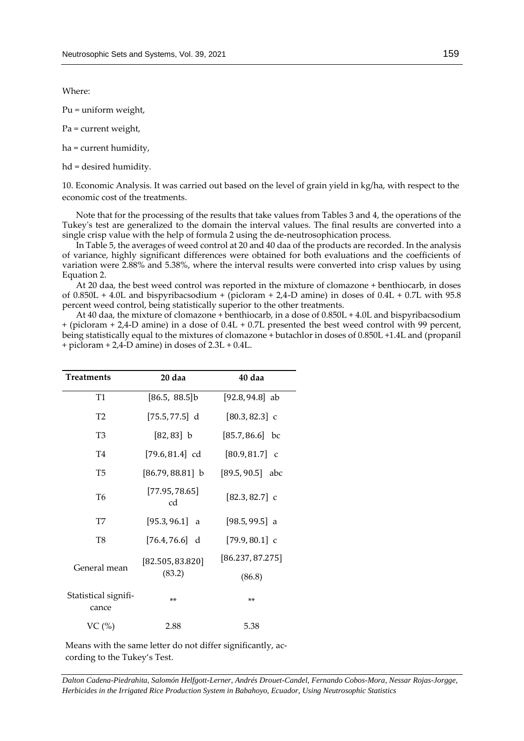Where:

Pu = uniform weight,

Pa = current weight,

ha = current humidity,

hd = desired humidity.

10. Economic Analysis. It was carried out based on the level of grain yield in kg/ha, with respect to the economic cost of the treatments.

Note that for the processing of the results that take values from Tables 3 and 4, the operations of the Tukey's test are generalized to the domain the interval values. The final results are converted into a single crisp value with the help of formula 2 using the de-neutrosophication process.

In Table 5, the averages of weed control at 20 and 40 daa of the products are recorded. In the analysis of variance, highly significant differences were obtained for both evaluations and the coefficients of variation were 2.88% and 5.38%, where the interval results were converted into crisp values by using Equation 2.

At 20 daa, the best weed control was reported in the mixture of clomazone + benthiocarb, in doses of 0.850L + 4.0L and bispyribacsodium + (picloram + 2,4-D amine) in doses of 0.4L + 0.7L with 95.8 percent weed control, being statistically superior to the other treatments.

At 40 daa, the mixture of clomazone + benthiocarb, in a dose of 0.850L + 4.0L and bispyribacsodium + (picloram + 2,4-D amine) in a dose of 0.4L + 0.7L presented the best weed control with 99 percent, being statistically equal to the mixtures of clomazone + butachlor in doses of 0.850L +1.4L and (propanil + picloram + 2,4-D amine) in doses of 2.3L + 0.4L.

| Treatments | 20 daa | 40 daa |
|---|---|---|
| T1 | [86.5, 88.5]b | [92.8, 94.8] ab |
| T2 | [75.5, 77.5] d | [80.3, 82.3] c |
| T3 | [82, 83] b | [85.7, 86.6] bc |
| T4 | [79.6, 81.4] cd | [80.9, 81.7] c |
| T5 | [86.79, 88.81] b | [89.5, 90.5] abc |
| T6 | [77.95, 78.65] cd | [82.3, 82.7] c |
| T7 | [95.3, 96.1] a | [98.5, 99.5] a |
| T8 | [76.4, 76.6] d | [79.9, 80.1] c |
| General mean | [82.505, 83.820] (83.2) | [86.237, 87.275] (86.8) |
| Statistical significance | ** | ** |
| VC (%) | 2.88 | 5.38 |

Means with the same letter do not differ significantly, according to the Tukey's Test.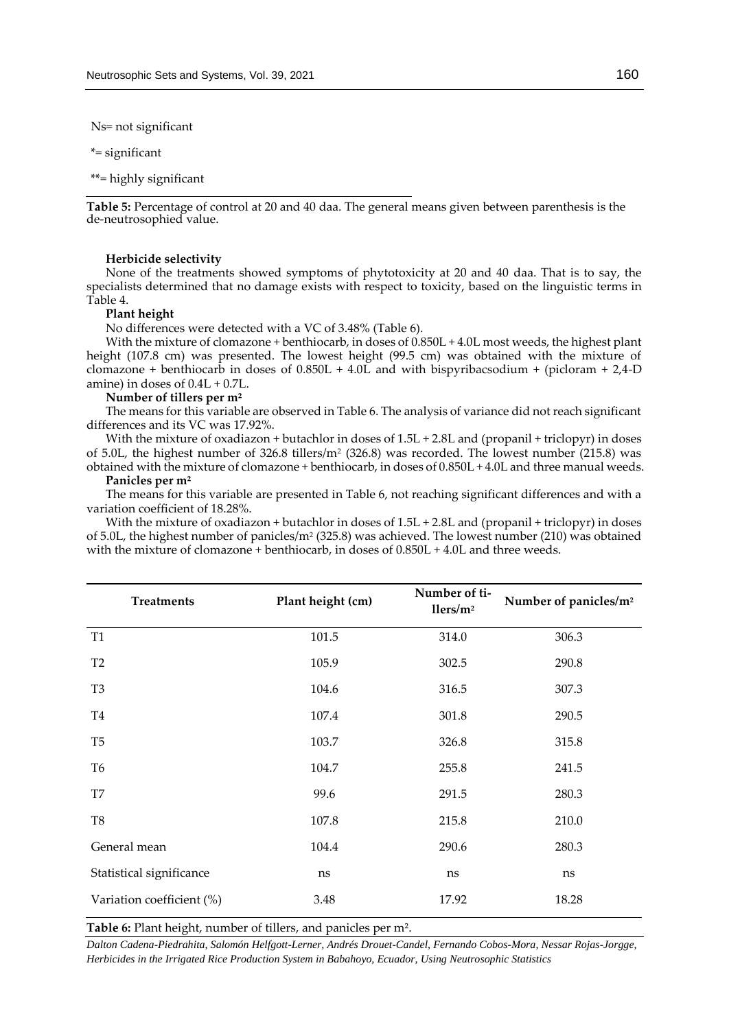Ns= not significant

*= significant

**= highly significant

**Table 5:** Percentage of control at 20 and 40 daa. The general means given between parenthesis is the de-neutrosophied value.

**Herbicide selectivity**

None of the treatments showed symptoms of phytotoxicity at 20 and 40 daa. That is to say, the specialists determined that no damage exists with respect to toxicity, based on the linguistic terms in Table 4.

**Plant height**

No differences were detected with a VC of 3.48% (Table 6).

With the mixture of clomazone + benthiocarb, in doses of 0.850L + 4.0L most weeds, the highest plant height (107.8 cm) was presented. The lowest height (99.5 cm) was obtained with the mixture of clomazone + benthiocarb in doses of 0.850L + 4.0L and with bispyribacsodium + (picloram + 2,4-D amine) in doses of 0.4L + 0.7L.

**Number of tillers per m²**

The means for this variable are observed in Table 6. The analysis of variance did not reach significant differences and its VC was 17.92%.

With the mixture of oxadiazon + butachlor in doses of 1.5L + 2.8L and (propanil + triclopyr) in doses of 5.0L, the highest number of 326.8 tillers/m² (326.8) was recorded. The lowest number (215.8) was obtained with the mixture of clomazone + benthiocarb, in doses of 0.850L + 4.0L and three manual weeds.

**Panicles per m²**

The means for this variable are presented in Table 6, not reaching significant differences and with a variation coefficient of 18.28%.

With the mixture of oxadiazon + butachlor in doses of 1.5L + 2.8L and (propanil + triclopyr) in doses of 5.0L, the highest number of panicles/m² (325.8) was achieved. The lowest number (210) was obtained with the mixture of clomazone + benthiocarb, in doses of 0.850L + 4.0L and three weeds.

| Treatments | Plant height (cm) | Number of tillers/m² | Number of panicles/m² |
|---|---|---|---|
| T1 | 101.5 | 314.0 | 306.3 |
| T2 | 105.9 | 302.5 | 290.8 |
| T3 | 104.6 | 316.5 | 307.3 |
| T4 | 107.4 | 301.8 | 290.5 |
| T5 | 103.7 | 326.8 | 315.8 |
| T6 | 104.7 | 255.8 | 241.5 |
| T7 | 99.6 | 291.5 | 280.3 |
| T8 | 107.8 | 215.8 | 210.0 |
| General mean | 104.4 | 290.6 | 280.3 |
| Statistical significance | ns | ns | ns |
| Variation coefficient (%) | 3.48 | 17.92 | 18.28 |

**Table 6:** Plant height, number of tillers, and panicles per m².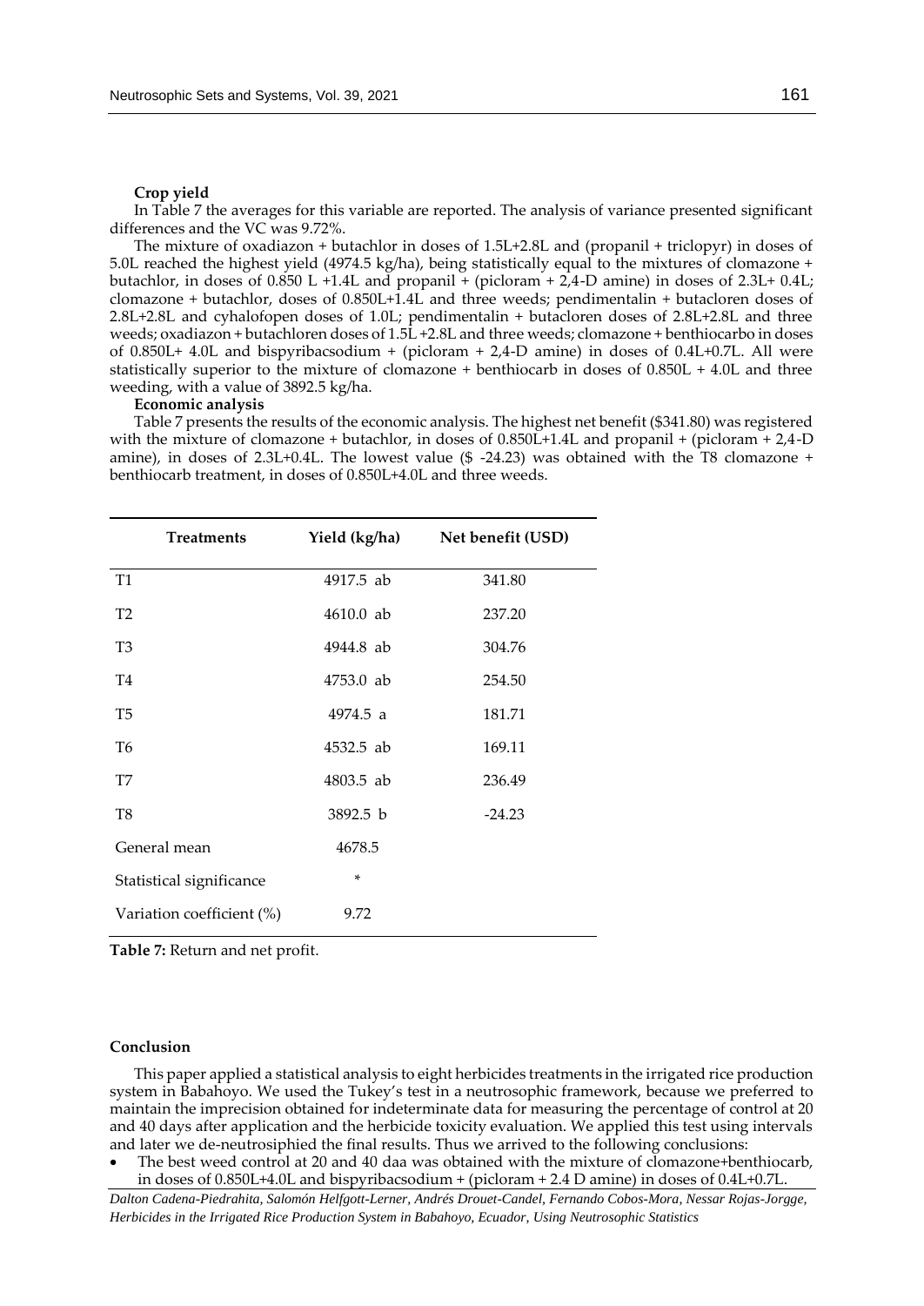**Crop yield**

In Table 7 the averages for this variable are reported. The analysis of variance presented significant differences and the VC was 9.72%.

The mixture of oxadiazon + butachlor in doses of 1.5L+2.8L and (propanil + triclopyr) in doses of 5.0L reached the highest yield (4974.5 kg/ha), being statistically equal to the mixtures of clomazone + butachlor, in doses of 0.850 L +1.4L and propanil + (picloram + 2,4-D amine) in doses of 2.3L+ 0.4L; clomazone + butachlor, doses of 0.850L+1.4L and three weeds; pendimentalin + butacloren doses of 2.8L+2.8L and cyhalofopen doses of 1.0L; pendimentalin + butacloren doses of 2.8L+2.8L and three weeds; oxadiazon + butachloren doses of 1.5L +2.8L and three weeds; clomazone + benthiocarbo in doses of 0.850L+ 4.0L and bispyribacsodium + (picloram + 2,4-D amine) in doses of 0.4L+0.7L. All were statistically superior to the mixture of clomazone + benthiocarb in doses of 0.850L + 4.0L and three weeding, with a value of 3892.5 kg/ha.

**Economic analysis**

Table 7 presents the results of the economic analysis. The highest net benefit ($341.80) was registered with the mixture of clomazone + butachlor, in doses of 0.850L+1.4L and propanil + (picloram + 2,4-D amine), in doses of 2.3L+0.4L. The lowest value ($ -24.23) was obtained with the T8 clomazone + benthiocarb treatment, in doses of 0.850L+4.0L and three weeds.

| Treatments | Yield (kg/ha) | Net benefit (USD) |
|---|---|---|
| T1 | 4917.5 ab | 341.80 |
| T2 | 4610.0 ab | 237.20 |
| T3 | 4944.8 ab | 304.76 |
| T4 | 4753.0 ab | 254.50 |
| T5 | 4974.5 a | 181.71 |
| T6 | 4532.5 ab | 169.11 |
| T7 | 4803.5 ab | 236.49 |
| T8 | 3892.5 b | -24.23 |
| General mean | 4678.5 | |
| Statistical significance | * | |
| Variation coefficient (%) | 9.72 | |

**Table 7:** Return and net profit.

**Conclusion**

This paper applied a statistical analysis to eight herbicides treatments in the irrigated rice production system in Babahoyo. We used the Tukey's test in a neutrosophic framework, because we preferred to maintain the imprecision obtained for indeterminate data for measuring the percentage of control at 20 and 40 days after application and the herbicide toxicity evaluation. We applied this test using intervals and later we de-neutrosiphied the final results. Thus we arrived to the following conclusions:

- The best weed control at 20 and 40 daa was obtained with the mixture of clomazone+benthiocarb, in doses of 0.850L+4.0L and bispyribacsodium + (picloram + 2.4 D amine) in doses of 0.4L+0.7L.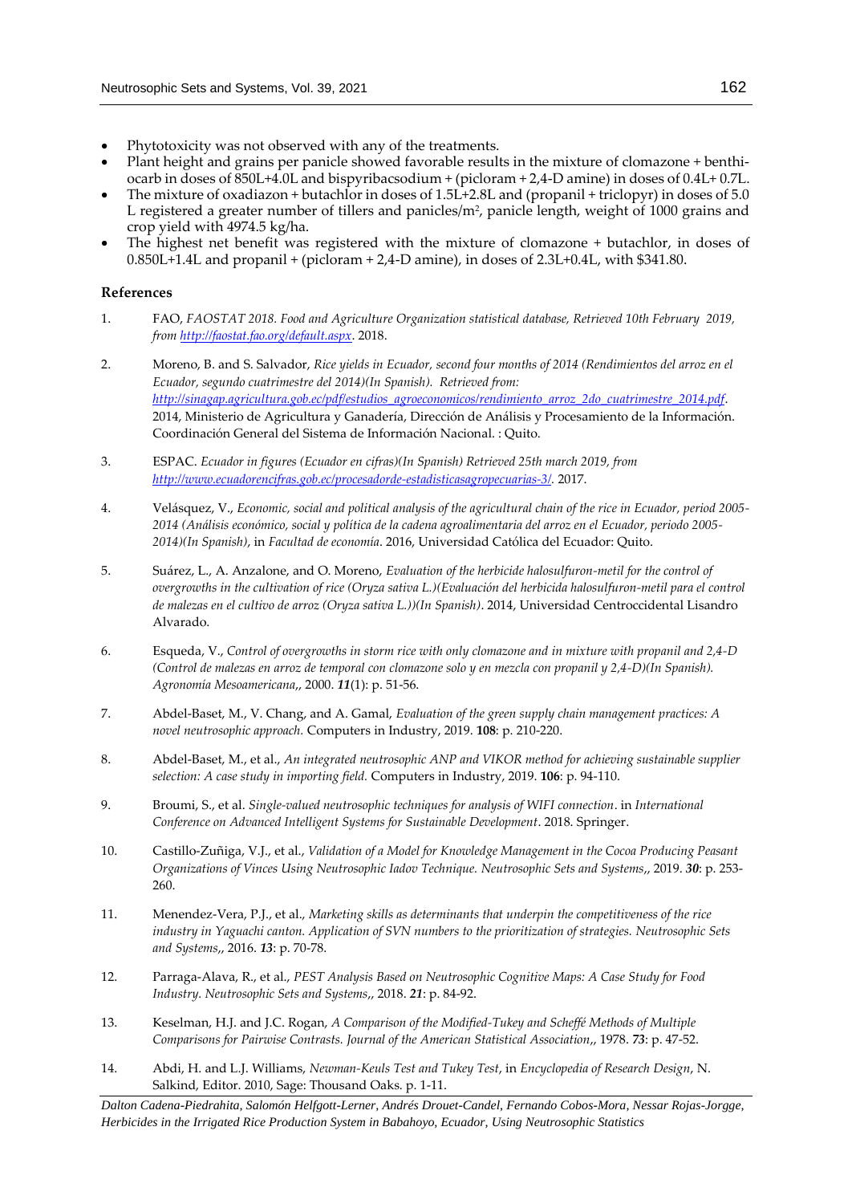- Phytotoxicity was not observed with any of the treatments.
- Plant height and grains per panicle showed favorable results in the mixture of clomazone + benthiocarb in doses of 850L+4.0L and bispyribacsodium + (picloram + 2,4-D amine) in doses of 0.4L+ 0.7L.
- The mixture of oxadiazon + butachlor in doses of 1.5L+2.8L and (propanil + triclopyr) in doses of 5.0 L registered a greater number of tillers and panicles/m$^2$, panicle length, weight of 1000 grains and crop yield with 4974.5 kg/ha.
- The highest net benefit was registered with the mixture of clomazone + butachlor, in doses of 0.850L+1.4L and propanil + (picloram + 2,4-D amine), in doses of 2.3L+0.4L, with $341.80.

## References

1. FAO, *FAOSTAT 2018. Food and Agriculture Organization statistical database, Retrieved 10th February 2019, from http://faostat.fao.org/default.aspx*. 2018.

2. Moreno, B. and S. Salvador, *Rice yields in Ecuador, second four months of 2014 (Rendimientos del arroz en el Ecuador, segundo cuatrimestre del 2014)(In Spanish). Retrieved from: http://sinagap.agricultura.gob.ec/pdf/estudios_agroeconomicos/rendimiento_arroz_2do_cuatrimestre_2014.pdf*. 2014, Ministerio de Agricultura y Ganadería, Dirección de Análisis y Procesamiento de la Información. Coordinación General del Sistema de Información Nacional. : Quito.

3. ESPAC. *Ecuador in figures (Ecuador en cifras)(In Spanish) Retrieved 25th march 2019, from http://www.ecuadorencifras.gob.ec/procesadorde-estadisticasagropecuarias-3/*. 2017.

4. Velásquez, V., *Economic, social and political analysis of the agricultural chain of the rice in Ecuador, period 2005-2014 (Análisis económico, social y política de la cadena agroalimentaria del arroz en el Ecuador, periodo 2005-2014)(In Spanish)*, in *Facultad de economía*. 2016, Universidad Católica del Ecuador: Quito.

5. Suárez, L., A. Anzalone, and O. Moreno, *Evaluation of the herbicide halosulfuron-metil for the control of overgrowths in the cultivation of rice (Oryza sativa L.)(Evaluación del herbicida halosulfuron-metil para el control de malezas en el cultivo de arroz (Oryza sativa L.))(In Spanish)*. 2014, Universidad Centroccidental Lisandro Alvarado.

6. Esqueda, V., *Control of overgrowths in storm rice with only clomazone and in mixture with propanil and 2,4-D (Control de malezas en arroz de temporal con clomazone solo y en mezcla con propanil y 2,4-D)(In Spanish). Agronomía Mesoamericana*,, 2000. ***11***(1): p. 51-56.

7. Abdel-Baset, M., V. Chang, and A. Gamal, *Evaluation of the green supply chain management practices: A novel neutrosophic approach.* Computers in Industry, 2019. **108**: p. 210-220.

8. Abdel-Baset, M., et al., *An integrated neutrosophic ANP and VIKOR method for achieving sustainable supplier selection: A case study in importing field.* Computers in Industry, 2019. **106**: p. 94-110.

9. Broumi, S., et al. *Single-valued neutrosophic techniques for analysis of WIFI connection*. in *International Conference on Advanced Intelligent Systems for Sustainable Development*. 2018. Springer.

10. Castillo-Zuñiga, V.J., et al., *Validation of a Model for Knowledge Management in the Cocoa Producing Peasant Organizations of Vinces Using Neutrosophic Iadov Technique. Neutrosophic Sets and Systems*,, 2019. ***30***: p. 253-260.

11. Menendez-Vera, P.J., et al., *Marketing skills as determinants that underpin the competitiveness of the rice industry in Yaguachi canton. Application of SVN numbers to the prioritization of strategies. Neutrosophic Sets and Systems*,, 2016. ***13***: p. 70-78.

12. Parraga-Alava, R., et al., *PEST Analysis Based on Neutrosophic Cognitive Maps: A Case Study for Food Industry. Neutrosophic Sets and Systems*,, 2018. ***21***: p. 84-92.

13. Keselman, H.J. and J.C. Rogan, *A Comparison of the Modified-Tukey and Scheffé Methods of Multiple Comparisons for Pairwise Contrasts. Journal of the American Statistical Association*,, 1978. ***73***: p. 47-52.

14. Abdi, H. and L.J. Williams, *Newman-Keuls Test and Tukey Test*, in *Encyclopedia of Research Design*, N. Salkind, Editor. 2010, Sage: Thousand Oaks. p. 1-11.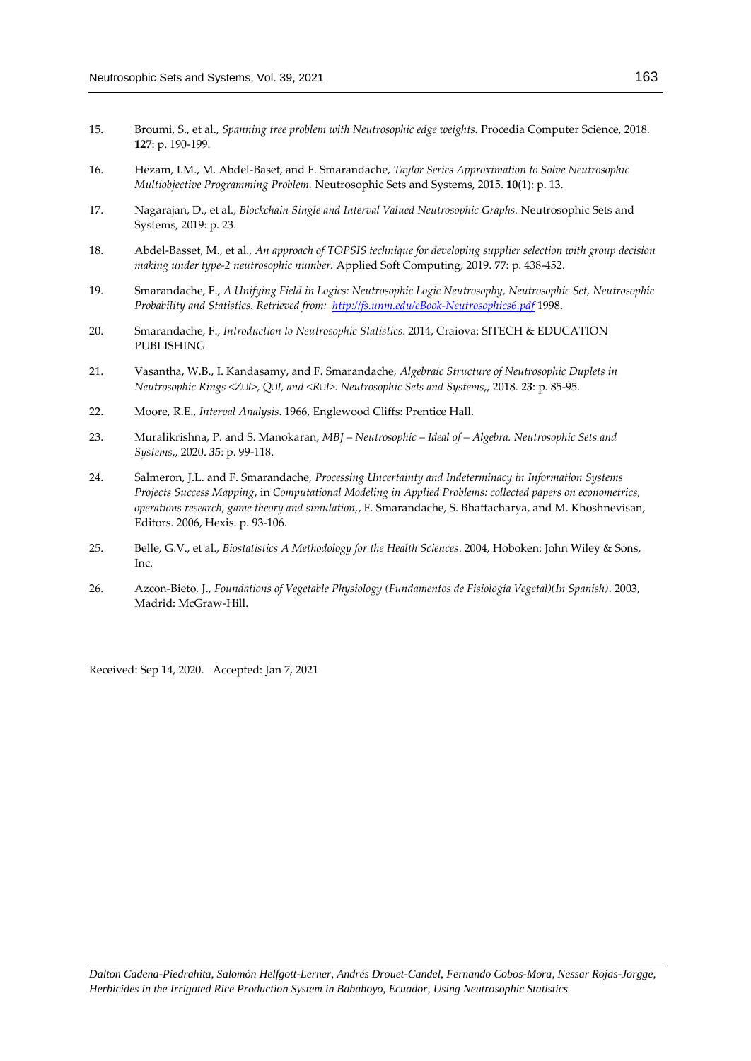15. Broumi, S., et al., *Spanning tree problem with Neutrosophic edge weights.* Procedia Computer Science, 2018. **127**: p. 190-199.

16. Hezam, I.M., M. Abdel-Baset, and F. Smarandache, *Taylor Series Approximation to Solve Neutrosophic Multiobjective Programming Problem.* Neutrosophic Sets and Systems, 2015. **10**(1): p. 13.

17. Nagarajan, D., et al., *Blockchain Single and Interval Valued Neutrosophic Graphs.* Neutrosophic Sets and Systems, 2019: p. 23.

18. Abdel-Basset, M., et al., *An approach of TOPSIS technique for developing supplier selection with group decision making under type-2 neutrosophic number.* Applied Soft Computing, 2019. **77**: p. 438-452.

19. Smarandache, F., *A Unifying Field in Logics: Neutrosophic Logic Neutrosophy, Neutrosophic Set, Neutrosophic Probability and Statistics. Retrieved from: [http://fs.unm.edu/eBook-Neutrosophics6.pdf](http://fs.unm.edu/eBook-Neutrosophics6.pdf)* 1998.

20. Smarandache, F., *Introduction to Neutrosophic Statistics*. 2014, Craiova: SITECH & EDUCATION PUBLISHING

21. Vasantha, W.B., I. Kandasamy, and F. Smarandache, *Algebraic Structure of Neutrosophic Duplets in Neutrosophic Rings <Z∪I>, Q∪I, and <R∪I>. Neutrosophic Sets and Systems*,, 2018. **23**: p. 85-95.

22. Moore, R.E., *Interval Analysis*. 1966, Englewood Cliffs: Prentice Hall.

23. Muralikrishna, P. and S. Manokaran, *MBJ – Neutrosophic – Ideal of – Algebra. Neutrosophic Sets and Systems*,, 2020. ***35***: p. 99-118.

24. Salmeron, J.L. and F. Smarandache, *Processing Uncertainty and Indeterminacy in Information Systems Projects Success Mapping*, in *Computational Modeling in Applied Problems: collected papers on econometrics, operations research, game theory and simulation,*, F. Smarandache, S. Bhattacharya, and M. Khoshnevisan, Editors. 2006, Hexis. p. 93-106.

25. Belle, G.V., et al., *Biostatistics A Methodology for the Health Sciences*. 2004, Hoboken: John Wiley & Sons, Inc.

26. Azcon-Bieto, J., *Foundations of Vegetable Physiology (Fundamentos de Fisiología Vegetal)(In Spanish)*. 2003, Madrid: McGraw-Hill.

Received: Sep 14, 2020. Accepted: Jan 7, 2021